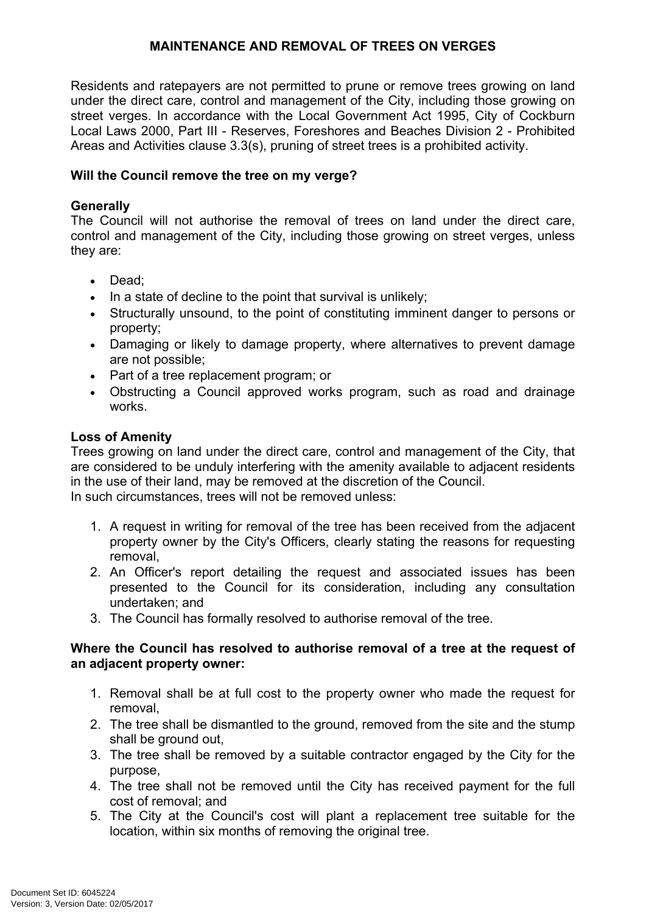# MAINTENANCE AND REMOVAL OF TREES ON VERGES

Residents and ratepayers are not permitted to prune or remove trees growing on land under the direct care, control and management of the City, including those growing on street verges. In accordance with the Local Government Act 1995, City of Cockburn Local Laws 2000, Part III - Reserves, Foreshores and Beaches Division 2 - Prohibited Areas and Activities clause 3.3(s), pruning of street trees is a prohibited activity.

**Will the Council remove the tree on my verge?**

**Generally**

The Council will not authorise the removal of trees on land under the direct care, control and management of the City, including those growing on street verges, unless they are:

- Dead;
- In a state of decline to the point that survival is unlikely;
- Structurally unsound, to the point of constituting imminent danger to persons or property;
- Damaging or likely to damage property, where alternatives to prevent damage are not possible;
- Part of a tree replacement program; or
- Obstructing a Council approved works program, such as road and drainage works.

**Loss of Amenity**

Trees growing on land under the direct care, control and management of the City, that are considered to be unduly interfering with the amenity available to adjacent residents in the use of their land, may be removed at the discretion of the Council.
In such circumstances, trees will not be removed unless:

1. A request in writing for removal of the tree has been received from the adjacent property owner by the City's Officers, clearly stating the reasons for requesting removal,
2. An Officer's report detailing the request and associated issues has been presented to the Council for its consideration, including any consultation undertaken; and
3. The Council has formally resolved to authorise removal of the tree.

**Where the Council has resolved to authorise removal of a tree at the request of an adjacent property owner:**

1. Removal shall be at full cost to the property owner who made the request for removal,
2. The tree shall be dismantled to the ground, removed from the site and the stump shall be ground out,
3. The tree shall be removed by a suitable contractor engaged by the City for the purpose,
4. The tree shall not be removed until the City has received payment for the full cost of removal; and
5. The City at the Council's cost will plant a replacement tree suitable for the location, within six months of removing the original tree.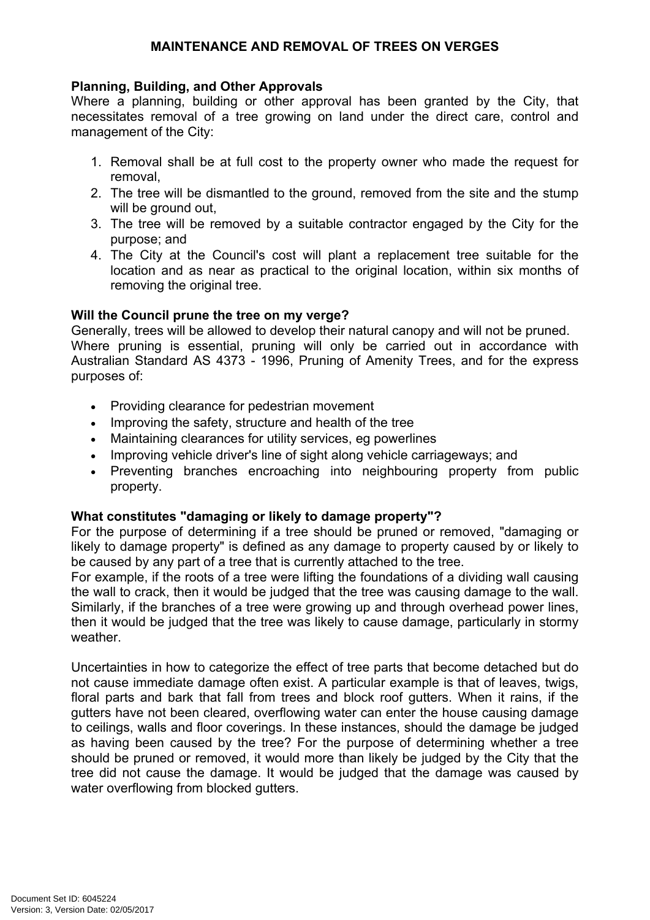## MAINTENANCE AND REMOVAL OF TREES ON VERGES

**Planning, Building, and Other Approvals**

Where a planning, building or other approval has been granted by the City, that necessitates removal of a tree growing on land under the direct care, control and management of the City:

1. Removal shall be at full cost to the property owner who made the request for removal,
2. The tree will be dismantled to the ground, removed from the site and the stump will be ground out,
3. The tree will be removed by a suitable contractor engaged by the City for the purpose; and
4. The City at the Council's cost will plant a replacement tree suitable for the location and as near as practical to the original location, within six months of removing the original tree.

**Will the Council prune the tree on my verge?**

Generally, trees will be allowed to develop their natural canopy and will not be pruned.
Where pruning is essential, pruning will only be carried out in accordance with Australian Standard AS 4373 - 1996, Pruning of Amenity Trees, and for the express purposes of:

- Providing clearance for pedestrian movement
- Improving the safety, structure and health of the tree
- Maintaining clearances for utility services, eg powerlines
- Improving vehicle driver's line of sight along vehicle carriageways; and
- Preventing branches encroaching into neighbouring property from public property.

**What constitutes "damaging or likely to damage property"?**

For the purpose of determining if a tree should be pruned or removed, "damaging or likely to damage property" is defined as any damage to property caused by or likely to be caused by any part of a tree that is currently attached to the tree.
For example, if the roots of a tree were lifting the foundations of a dividing wall causing the wall to crack, then it would be judged that the tree was causing damage to the wall. Similarly, if the branches of a tree were growing up and through overhead power lines, then it would be judged that the tree was likely to cause damage, particularly in stormy weather.

Uncertainties in how to categorize the effect of tree parts that become detached but do not cause immediate damage often exist. A particular example is that of leaves, twigs, floral parts and bark that fall from trees and block roof gutters. When it rains, if the gutters have not been cleared, overflowing water can enter the house causing damage to ceilings, walls and floor coverings. In these instances, should the damage be judged as having been caused by the tree? For the purpose of determining whether a tree should be pruned or removed, it would more than likely be judged by the City that the tree did not cause the damage. It would be judged that the damage was caused by water overflowing from blocked gutters.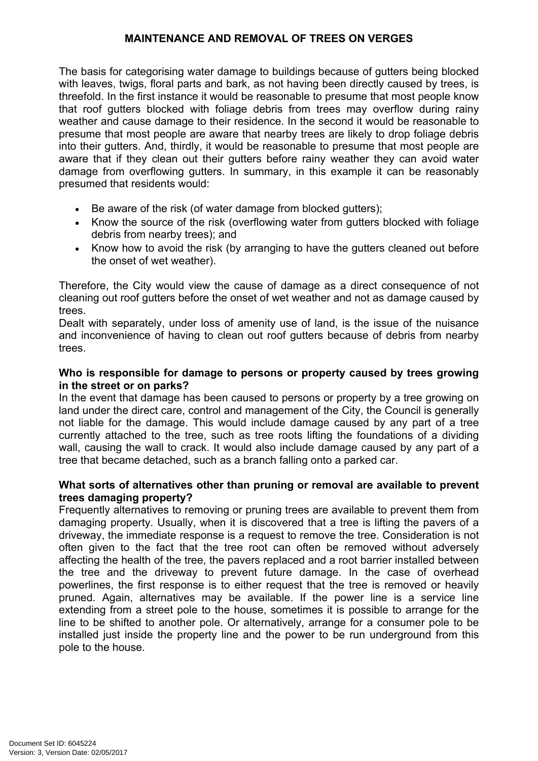The basis for categorising water damage to buildings because of gutters being blocked with leaves, twigs, floral parts and bark, as not having been directly caused by trees, is threefold. In the first instance it would be reasonable to presume that most people know that roof gutters blocked with foliage debris from trees may overflow during rainy weather and cause damage to their residence. In the second it would be reasonable to presume that most people are aware that nearby trees are likely to drop foliage debris into their gutters. And, thirdly, it would be reasonable to presume that most people are aware that if they clean out their gutters before rainy weather they can avoid water damage from overflowing gutters. In summary, in this example it can be reasonably presumed that residents would:

- Be aware of the risk (of water damage from blocked gutters);
- Know the source of the risk (overflowing water from gutters blocked with foliage debris from nearby trees); and
- Know how to avoid the risk (by arranging to have the gutters cleaned out before the onset of wet weather).

Therefore, the City would view the cause of damage as a direct consequence of not cleaning out roof gutters before the onset of wet weather and not as damage caused by trees.

Dealt with separately, under loss of amenity use of land, is the issue of the nuisance and inconvenience of having to clean out roof gutters because of debris from nearby trees.

**Who is responsible for damage to persons or property caused by trees growing in the street or on parks?**

In the event that damage has been caused to persons or property by a tree growing on land under the direct care, control and management of the City, the Council is generally not liable for the damage. This would include damage caused by any part of a tree currently attached to the tree, such as tree roots lifting the foundations of a dividing wall, causing the wall to crack. It would also include damage caused by any part of a tree that became detached, such as a branch falling onto a parked car.

**What sorts of alternatives other than pruning or removal are available to prevent trees damaging property?**

Frequently alternatives to removing or pruning trees are available to prevent them from damaging property. Usually, when it is discovered that a tree is lifting the pavers of a driveway, the immediate response is a request to remove the tree. Consideration is not often given to the fact that the tree root can often be removed without adversely affecting the health of the tree, the pavers replaced and a root barrier installed between the tree and the driveway to prevent future damage. In the case of overhead powerlines, the first response is to either request that the tree is removed or heavily pruned. Again, alternatives may be available. If the power line is a service line extending from a street pole to the house, sometimes it is possible to arrange for the line to be shifted to another pole. Or alternatively, arrange for a consumer pole to be installed just inside the property line and the power to be run underground from this pole to the house.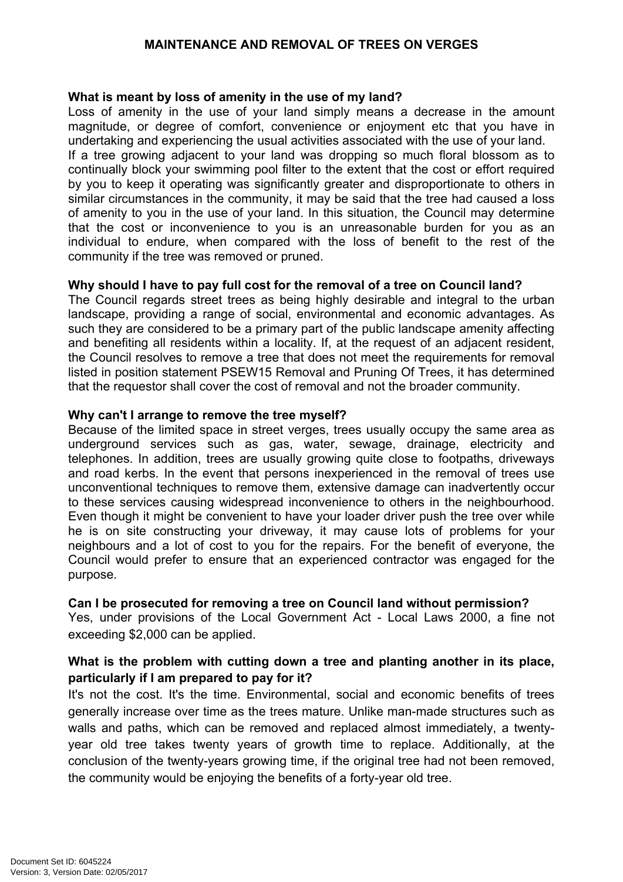## MAINTENANCE AND REMOVAL OF TREES ON VERGES

**What is meant by loss of amenity in the use of my land?**

Loss of amenity in the use of your land simply means a decrease in the amount magnitude, or degree of comfort, convenience or enjoyment etc that you have in undertaking and experiencing the usual activities associated with the use of your land.

If a tree growing adjacent to your land was dropping so much floral blossom as to continually block your swimming pool filter to the extent that the cost or effort required by you to keep it operating was significantly greater and disproportionate to others in similar circumstances in the community, it may be said that the tree had caused a loss of amenity to you in the use of your land. In this situation, the Council may determine that the cost or inconvenience to you is an unreasonable burden for you as an individual to endure, when compared with the loss of benefit to the rest of the community if the tree was removed or pruned.

**Why should I have to pay full cost for the removal of a tree on Council land?**

The Council regards street trees as being highly desirable and integral to the urban landscape, providing a range of social, environmental and economic advantages. As such they are considered to be a primary part of the public landscape amenity affecting and benefiting all residents within a locality. If, at the request of an adjacent resident, the Council resolves to remove a tree that does not meet the requirements for removal listed in position statement PSEW15 Removal and Pruning Of Trees, it has determined that the requestor shall cover the cost of removal and not the broader community.

**Why can't I arrange to remove the tree myself?**

Because of the limited space in street verges, trees usually occupy the same area as underground services such as gas, water, sewage, drainage, electricity and telephones. In addition, trees are usually growing quite close to footpaths, driveways and road kerbs. In the event that persons inexperienced in the removal of trees use unconventional techniques to remove them, extensive damage can inadvertently occur to these services causing widespread inconvenience to others in the neighbourhood. Even though it might be convenient to have your loader driver push the tree over while he is on site constructing your driveway, it may cause lots of problems for your neighbours and a lot of cost to you for the repairs. For the benefit of everyone, the Council would prefer to ensure that an experienced contractor was engaged for the purpose.

**Can I be prosecuted for removing a tree on Council land without permission?**

Yes, under provisions of the Local Government Act - Local Laws 2000, a fine not exceeding $2,000 can be applied.

**What is the problem with cutting down a tree and planting another in its place, particularly if I am prepared to pay for it?**

It's not the cost. It's the time. Environmental, social and economic benefits of trees generally increase over time as the trees mature. Unlike man-made structures such as walls and paths, which can be removed and replaced almost immediately, a twenty-year old tree takes twenty years of growth time to replace. Additionally, at the conclusion of the twenty-years growing time, if the original tree had not been removed, the community would be enjoying the benefits of a forty-year old tree.